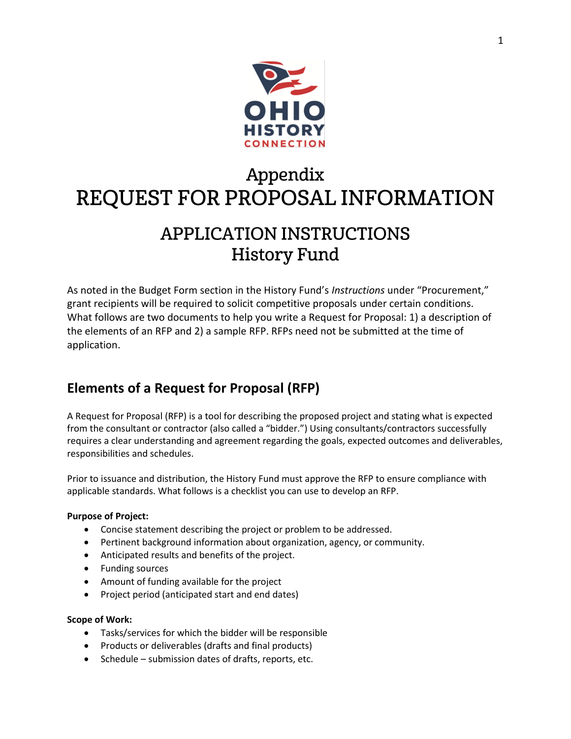# Appendix
# REQUEST FOR PROPOSAL INFORMATION

## APPLICATION INSTRUCTIONS
## History Fund

As noted in the Budget Form section in the History Fund's *Instructions* under "Procurement," grant recipients will be required to solicit competitive proposals under certain conditions. What follows are two documents to help you write a Request for Proposal: 1) a description of the elements of an RFP and 2) a sample RFP. RFPs need not be submitted at the time of application.

## Elements of a Request for Proposal (RFP)

A Request for Proposal (RFP) is a tool for describing the proposed project and stating what is expected from the consultant or contractor (also called a "bidder.") Using consultants/contractors successfully requires a clear understanding and agreement regarding the goals, expected outcomes and deliverables, responsibilities and schedules.

Prior to issuance and distribution, the History Fund must approve the RFP to ensure compliance with applicable standards. What follows is a checklist you can use to develop an RFP.

**Purpose of Project:**

- Concise statement describing the project or problem to be addressed.
- Pertinent background information about organization, agency, or community.
- Anticipated results and benefits of the project.
- Funding sources
- Amount of funding available for the project
- Project period (anticipated start and end dates)

**Scope of Work:**

- Tasks/services for which the bidder will be responsible
- Products or deliverables (drafts and final products)
- Schedule – submission dates of drafts, reports, etc.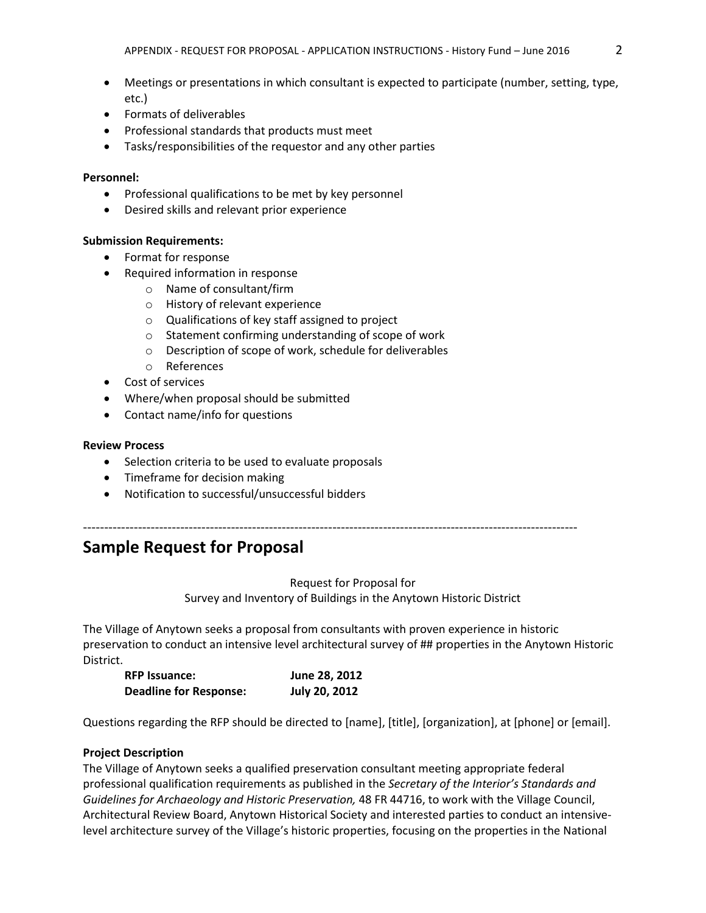- Meetings or presentations in which consultant is expected to participate (number, setting, type, etc.)
- Formats of deliverables
- Professional standards that products must meet
- Tasks/responsibilities of the requestor and any other parties

**Personnel:**

- Professional qualifications to be met by key personnel
- Desired skills and relevant prior experience

**Submission Requirements:**

- Format for response
- Required information in response
    - Name of consultant/firm
    - History of relevant experience
    - Qualifications of key staff assigned to project
    - Statement confirming understanding of scope of work
    - Description of scope of work, schedule for deliverables
    - References
- Cost of services
- Where/when proposal should be submitted
- Contact name/info for questions

**Review Process**

- Selection criteria to be used to evaluate proposals
- Timeframe for decision making
- Notification to successful/unsuccessful bidders

---

## Sample Request for Proposal

Request for Proposal for
Survey and Inventory of Buildings in the Anytown Historic District

The Village of Anytown seeks a proposal from consultants with proven experience in historic preservation to conduct an intensive level architectural survey of ## properties in the Anytown Historic District.

**RFP Issuance:** **June 28, 2012**
**Deadline for Response:** **July 20, 2012**

Questions regarding the RFP should be directed to [name], [title], [organization], at [phone] or [email].

**Project Description**

The Village of Anytown seeks a qualified preservation consultant meeting appropriate federal professional qualification requirements as published in the *Secretary of the Interior's Standards and Guidelines for Archaeology and Historic Preservation,* 48 FR 44716, to work with the Village Council, Architectural Review Board, Anytown Historical Society and interested parties to conduct an intensive-level architecture survey of the Village's historic properties, focusing on the properties in the National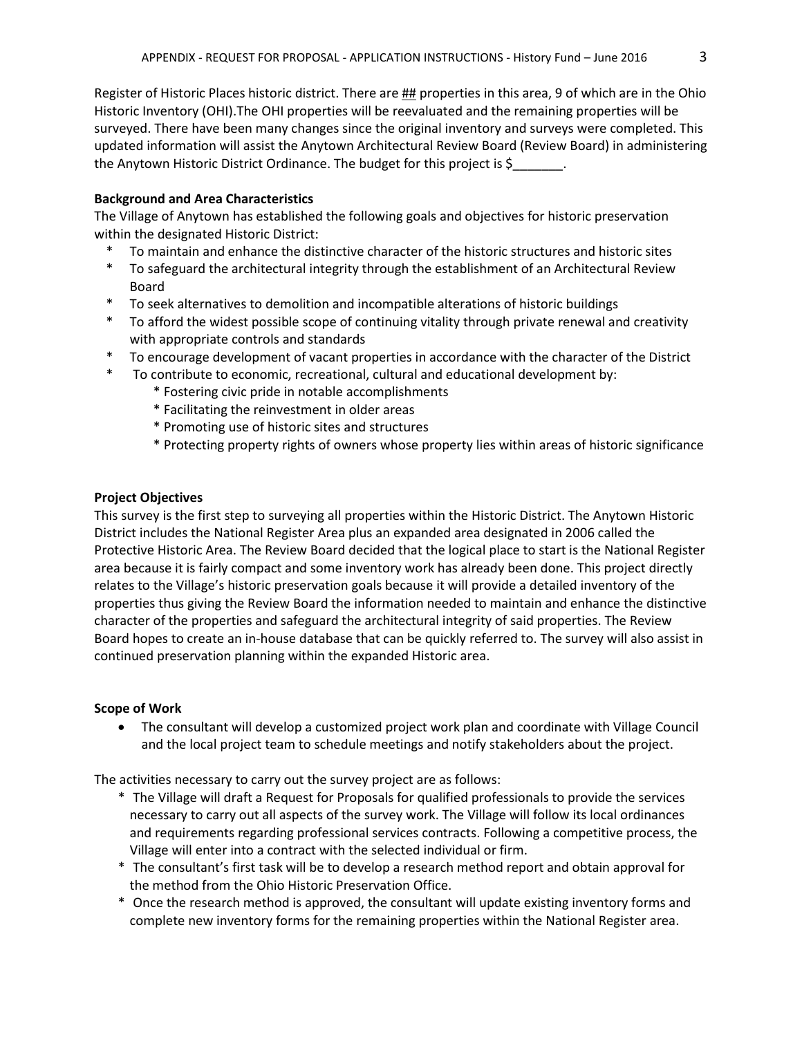Register of Historic Places historic district. There are ## properties in this area, 9 of which are in the Ohio Historic Inventory (OHI).The OHI properties will be reevaluated and the remaining properties will be surveyed. There have been many changes since the original inventory and surveys were completed. This updated information will assist the Anytown Architectural Review Board (Review Board) in administering the Anytown Historic District Ordinance. The budget for this project is $_______.

**Background and Area Characteristics**

The Village of Anytown has established the following goals and objectives for historic preservation within the designated Historic District:

- To maintain and enhance the distinctive character of the historic structures and historic sites
- To safeguard the architectural integrity through the establishment of an Architectural Review Board
- To seek alternatives to demolition and incompatible alterations of historic buildings
- To afford the widest possible scope of continuing vitality through private renewal and creativity with appropriate controls and standards
- To encourage development of vacant properties in accordance with the character of the District
- To contribute to economic, recreational, cultural and educational development by:
    - Fostering civic pride in notable accomplishments
    - Facilitating the reinvestment in older areas
    - Promoting use of historic sites and structures
    - Protecting property rights of owners whose property lies within areas of historic significance

**Project Objectives**

This survey is the first step to surveying all properties within the Historic District. The Anytown Historic District includes the National Register Area plus an expanded area designated in 2006 called the Protective Historic Area. The Review Board decided that the logical place to start is the National Register area because it is fairly compact and some inventory work has already been done. This project directly relates to the Village's historic preservation goals because it will provide a detailed inventory of the properties thus giving the Review Board the information needed to maintain and enhance the distinctive character of the properties and safeguard the architectural integrity of said properties. The Review Board hopes to create an in-house database that can be quickly referred to. The survey will also assist in continued preservation planning within the expanded Historic area.

**Scope of Work**

- The consultant will develop a customized project work plan and coordinate with Village Council and the local project team to schedule meetings and notify stakeholders about the project.

The activities necessary to carry out the survey project are as follows:

- The Village will draft a Request for Proposals for qualified professionals to provide the services necessary to carry out all aspects of the survey work. The Village will follow its local ordinances and requirements regarding professional services contracts. Following a competitive process, the Village will enter into a contract with the selected individual or firm.
- The consultant's first task will be to develop a research method report and obtain approval for the method from the Ohio Historic Preservation Office.
- Once the research method is approved, the consultant will update existing inventory forms and complete new inventory forms for the remaining properties within the National Register area.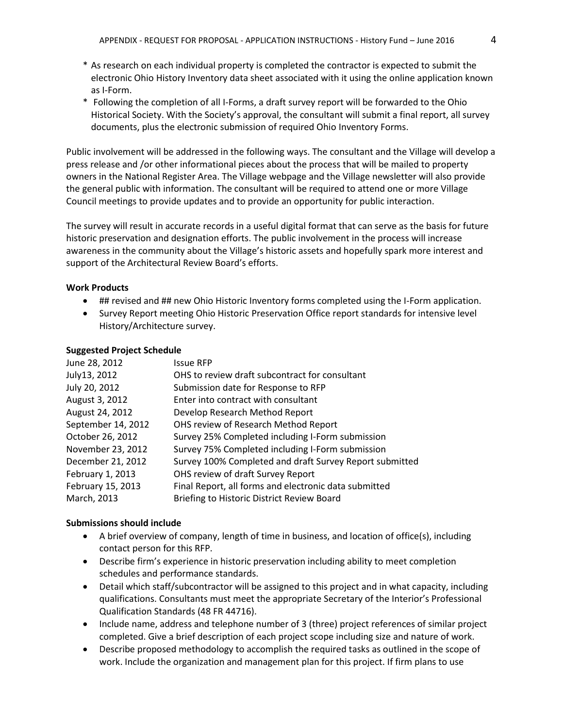* As research on each individual property is completed the contractor is expected to submit the electronic Ohio History Inventory data sheet associated with it using the online application known as I-Form.
* Following the completion of all I-Forms, a draft survey report will be forwarded to the Ohio Historical Society. With the Society's approval, the consultant will submit a final report, all survey documents, plus the electronic submission of required Ohio Inventory Forms.

Public involvement will be addressed in the following ways. The consultant and the Village will develop a press release and /or other informational pieces about the process that will be mailed to property owners in the National Register Area. The Village webpage and the Village newsletter will also provide the general public with information. The consultant will be required to attend one or more Village Council meetings to provide updates and to provide an opportunity for public interaction.

The survey will result in accurate records in a useful digital format that can serve as the basis for future historic preservation and designation efforts. The public involvement in the process will increase awareness in the community about the Village's historic assets and hopefully spark more interest and support of the Architectural Review Board's efforts.

**Work Products**

- ## revised and ## new Ohio Historic Inventory forms completed using the I-Form application.
- Survey Report meeting Ohio Historic Preservation Office report standards for intensive level History/Architecture survey.

**Suggested Project Schedule**

| | |
|---|---|
| June 28, 2012 | Issue RFP |
| July13, 2012 | OHS to review draft subcontract for consultant |
| July 20, 2012 | Submission date for Response to RFP |
| August 3, 2012 | Enter into contract with consultant |
| August 24, 2012 | Develop Research Method Report |
| September 14, 2012 | OHS review of Research Method Report |
| October 26, 2012 | Survey 25% Completed including I-Form submission |
| November 23, 2012 | Survey 75% Completed including I-Form submission |
| December 21, 2012 | Survey 100% Completed and draft Survey Report submitted |
| February 1, 2013 | OHS review of draft Survey Report |
| February 15, 2013 | Final Report, all forms and electronic data submitted |
| March, 2013 | Briefing to Historic District Review Board |

**Submissions should include**

- A brief overview of company, length of time in business, and location of office(s), including contact person for this RFP.
- Describe firm's experience in historic preservation including ability to meet completion schedules and performance standards.
- Detail which staff/subcontractor will be assigned to this project and in what capacity, including qualifications. Consultants must meet the appropriate Secretary of the Interior's Professional Qualification Standards (48 FR 44716).
- Include name, address and telephone number of 3 (three) project references of similar project completed. Give a brief description of each project scope including size and nature of work.
- Describe proposed methodology to accomplish the required tasks as outlined in the scope of work. Include the organization and management plan for this project. If firm plans to use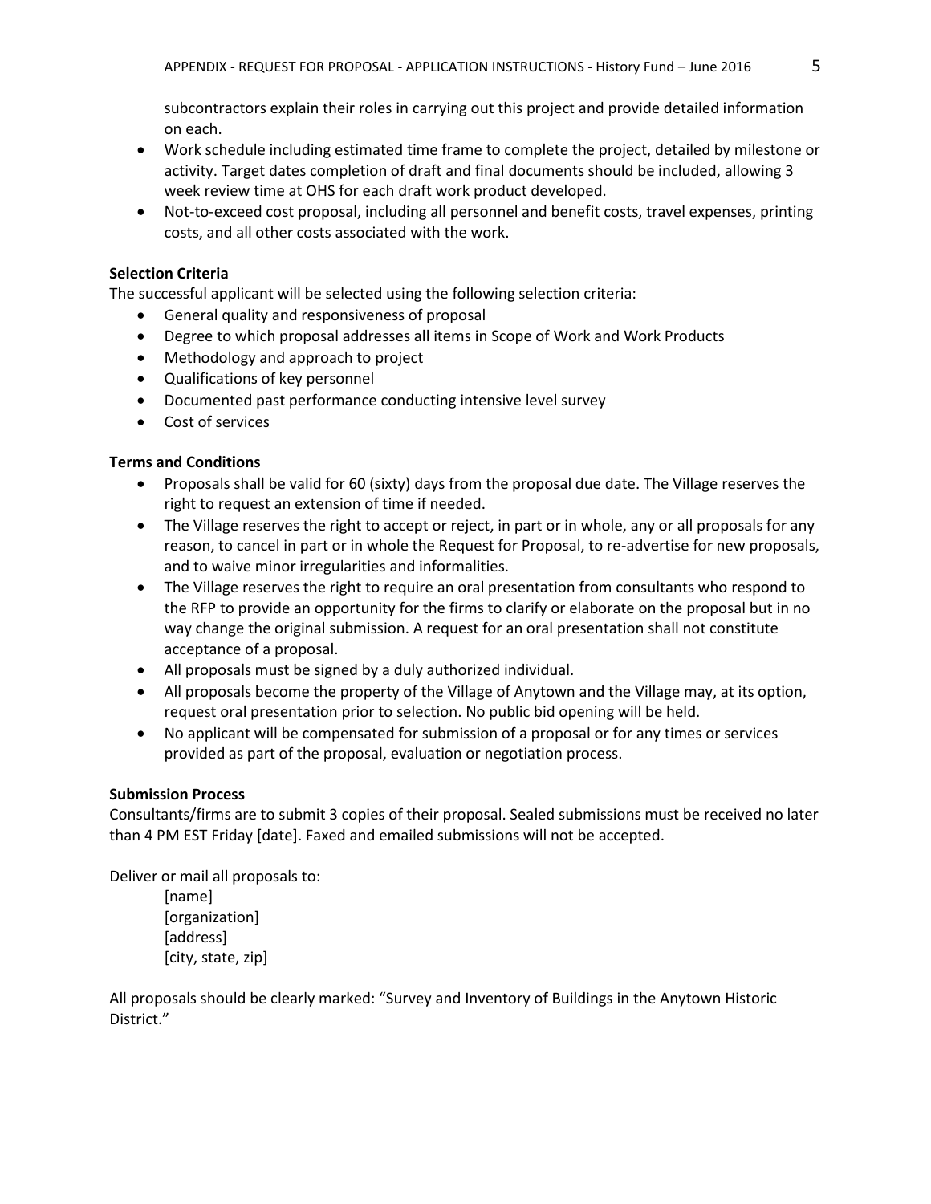subcontractors explain their roles in carrying out this project and provide detailed information on each.

- Work schedule including estimated time frame to complete the project, detailed by milestone or activity. Target dates completion of draft and final documents should be included, allowing 3 week review time at OHS for each draft work product developed.
- Not-to-exceed cost proposal, including all personnel and benefit costs, travel expenses, printing costs, and all other costs associated with the work.

**Selection Criteria**

The successful applicant will be selected using the following selection criteria:

- General quality and responsiveness of proposal
- Degree to which proposal addresses all items in Scope of Work and Work Products
- Methodology and approach to project
- Qualifications of key personnel
- Documented past performance conducting intensive level survey
- Cost of services

**Terms and Conditions**

- Proposals shall be valid for 60 (sixty) days from the proposal due date. The Village reserves the right to request an extension of time if needed.
- The Village reserves the right to accept or reject, in part or in whole, any or all proposals for any reason, to cancel in part or in whole the Request for Proposal, to re-advertise for new proposals, and to waive minor irregularities and informalities.
- The Village reserves the right to require an oral presentation from consultants who respond to the RFP to provide an opportunity for the firms to clarify or elaborate on the proposal but in no way change the original submission. A request for an oral presentation shall not constitute acceptance of a proposal.
- All proposals must be signed by a duly authorized individual.
- All proposals become the property of the Village of Anytown and the Village may, at its option, request oral presentation prior to selection. No public bid opening will be held.
- No applicant will be compensated for submission of a proposal or for any times or services provided as part of the proposal, evaluation or negotiation process.

**Submission Process**

Consultants/firms are to submit 3 copies of their proposal. Sealed submissions must be received no later than 4 PM EST Friday [date]. Faxed and emailed submissions will not be accepted.

Deliver or mail all proposals to:

[name]
[organization]
[address]
[city, state, zip]

All proposals should be clearly marked: "Survey and Inventory of Buildings in the Anytown Historic District."